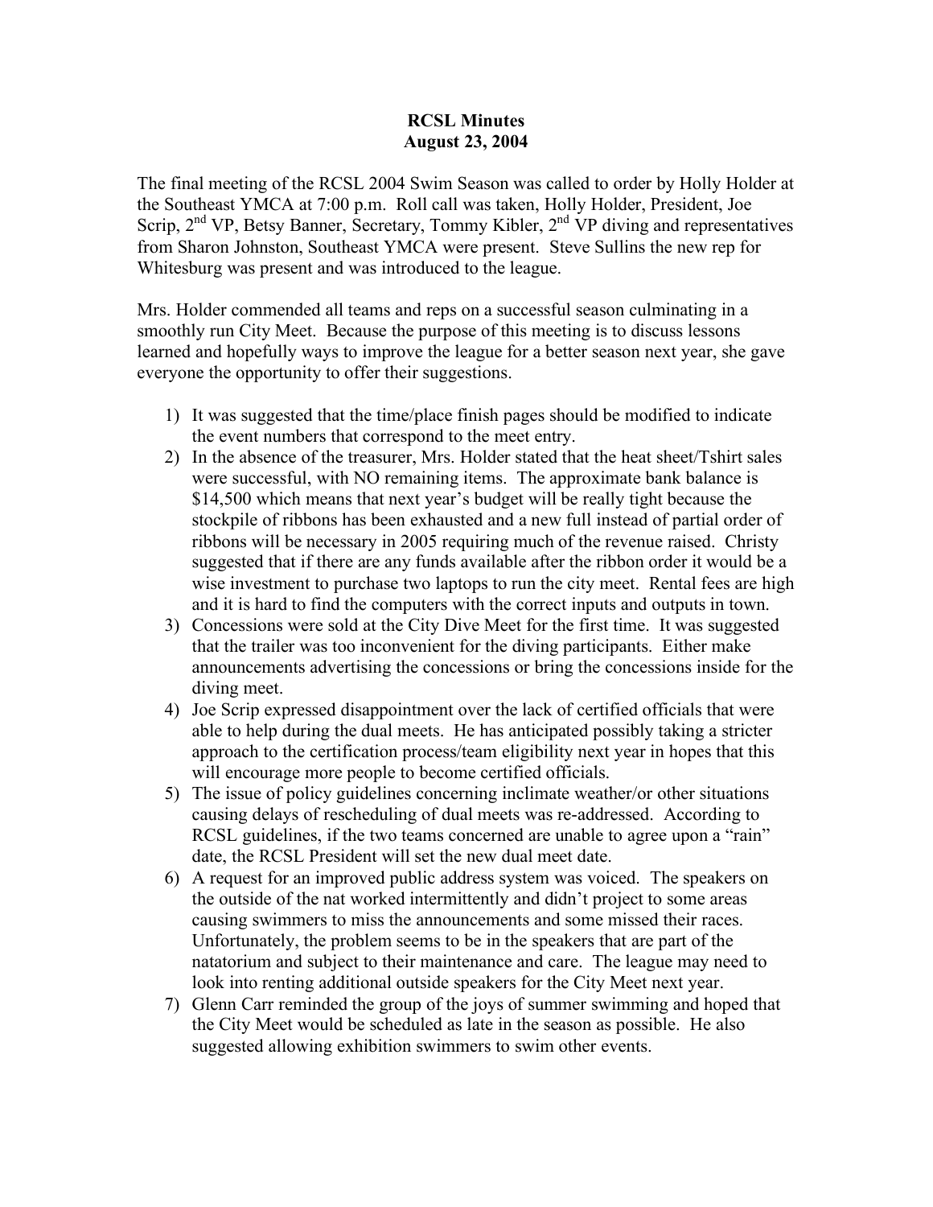# RCSL Minutes
## August 23, 2004

The final meeting of the RCSL 2004 Swim Season was called to order by Holly Holder at the Southeast YMCA at 7:00 p.m. Roll call was taken, Holly Holder, President, Joe Scrip, 2nd VP, Betsy Banner, Secretary, Tommy Kibler, 2nd VP diving and representatives from Sharon Johnston, Southeast YMCA were present. Steve Sullins the new rep for Whitesburg was present and was introduced to the league.

Mrs. Holder commended all teams and reps on a successful season culminating in a smoothly run City Meet. Because the purpose of this meeting is to discuss lessons learned and hopefully ways to improve the league for a better season next year, she gave everyone the opportunity to offer their suggestions.

1) It was suggested that the time/place finish pages should be modified to indicate the event numbers that correspond to the meet entry.
2) In the absence of the treasurer, Mrs. Holder stated that the heat sheet/Tshirt sales were successful, with NO remaining items. The approximate bank balance is $14,500 which means that next year's budget will be really tight because the stockpile of ribbons has been exhausted and a new full instead of partial order of ribbons will be necessary in 2005 requiring much of the revenue raised. Christy suggested that if there are any funds available after the ribbon order it would be a wise investment to purchase two laptops to run the city meet. Rental fees are high and it is hard to find the computers with the correct inputs and outputs in town.
3) Concessions were sold at the City Dive Meet for the first time. It was suggested that the trailer was too inconvenient for the diving participants. Either make announcements advertising the concessions or bring the concessions inside for the diving meet.
4) Joe Scrip expressed disappointment over the lack of certified officials that were able to help during the dual meets. He has anticipated possibly taking a stricter approach to the certification process/team eligibility next year in hopes that this will encourage more people to become certified officials.
5) The issue of policy guidelines concerning inclimate weather/or other situations causing delays of rescheduling of dual meets was re-addressed. According to RCSL guidelines, if the two teams concerned are unable to agree upon a "rain" date, the RCSL President will set the new dual meet date.
6) A request for an improved public address system was voiced. The speakers on the outside of the nat worked intermittently and didn't project to some areas causing swimmers to miss the announcements and some missed their races. Unfortunately, the problem seems to be in the speakers that are part of the natatorium and subject to their maintenance and care. The league may need to look into renting additional outside speakers for the City Meet next year.
7) Glenn Carr reminded the group of the joys of summer swimming and hoped that the City Meet would be scheduled as late in the season as possible. He also suggested allowing exhibition swimmers to swim other events.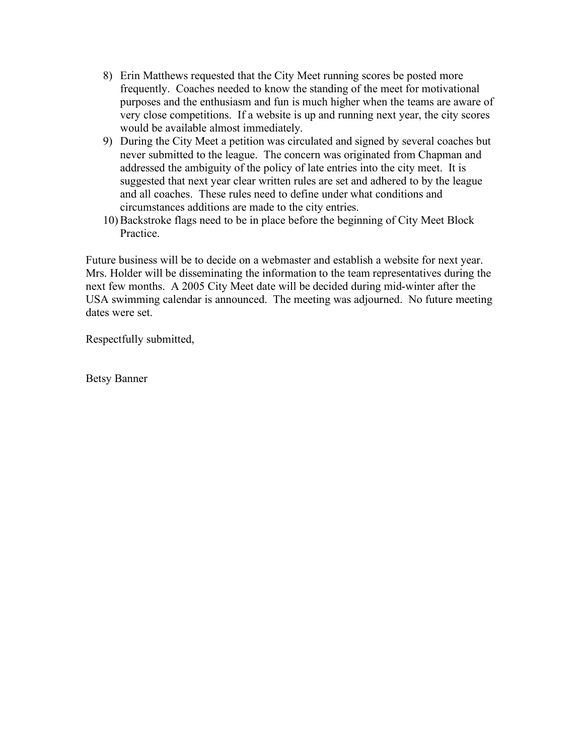8) Erin Matthews requested that the City Meet running scores be posted more frequently. Coaches needed to know the standing of the meet for motivational purposes and the enthusiasm and fun is much higher when the teams are aware of very close competitions. If a website is up and running next year, the city scores would be available almost immediately.
9) During the City Meet a petition was circulated and signed by several coaches but never submitted to the league. The concern was originated from Chapman and addressed the ambiguity of the policy of late entries into the city meet. It is suggested that next year clear written rules are set and adhered to by the league and all coaches. These rules need to define under what conditions and circumstances additions are made to the city entries.
10) Backstroke flags need to be in place before the beginning of City Meet Block Practice.

Future business will be to decide on a webmaster and establish a website for next year. Mrs. Holder will be disseminating the information to the team representatives during the next few months. A 2005 City Meet date will be decided during mid-winter after the USA swimming calendar is announced. The meeting was adjourned. No future meeting dates were set.

Respectfully submitted,

Betsy Banner